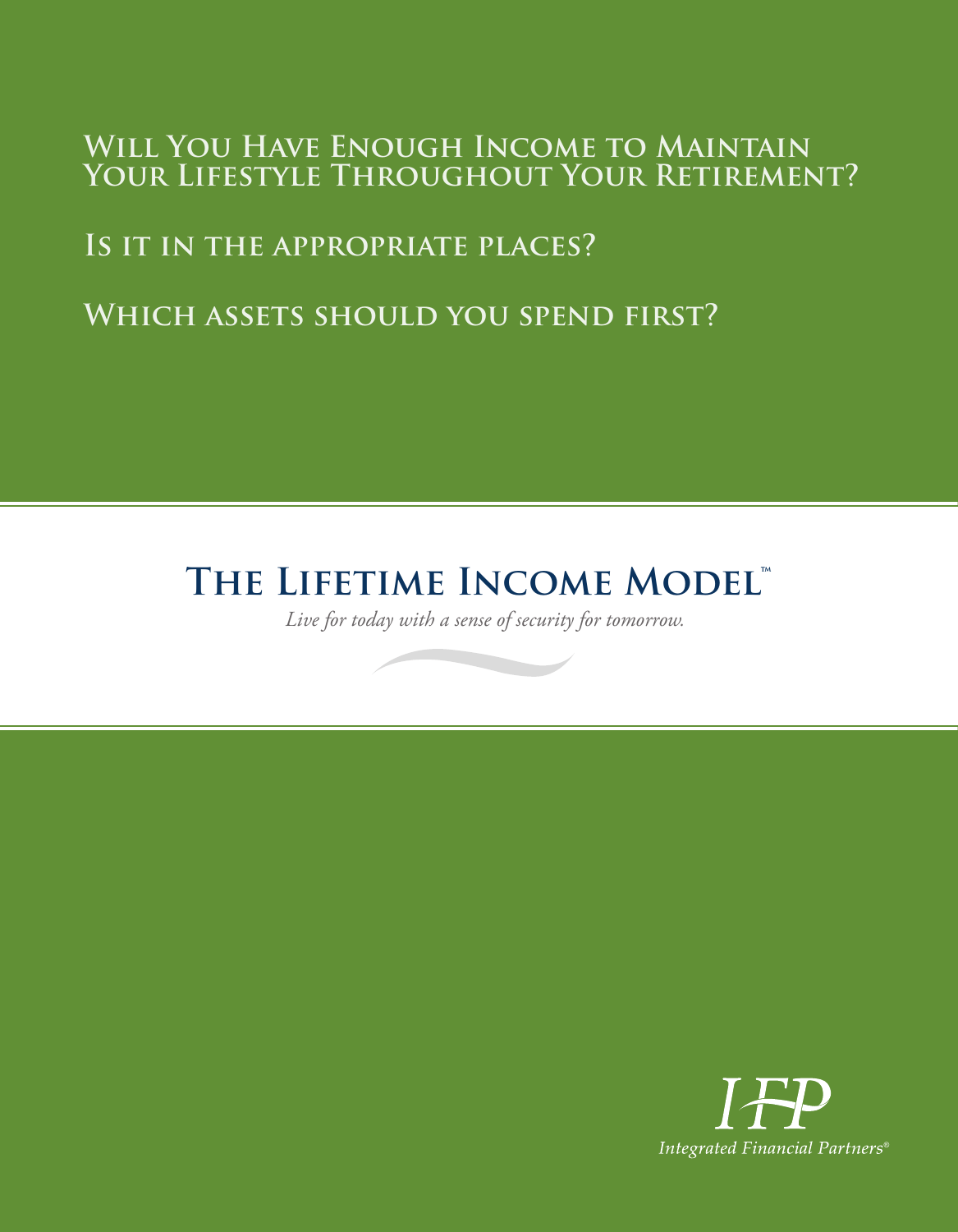## Will You Have Enough Income to Maintain Your Lifestyle Throughout Your Retirement?

## Is it in the appropriate places?

## Which assets should you spend first?

# The Lifetime Income Model™

*Live for today with a sense of security for tomorrow.*

IFP

*Integrated Financial Partners®*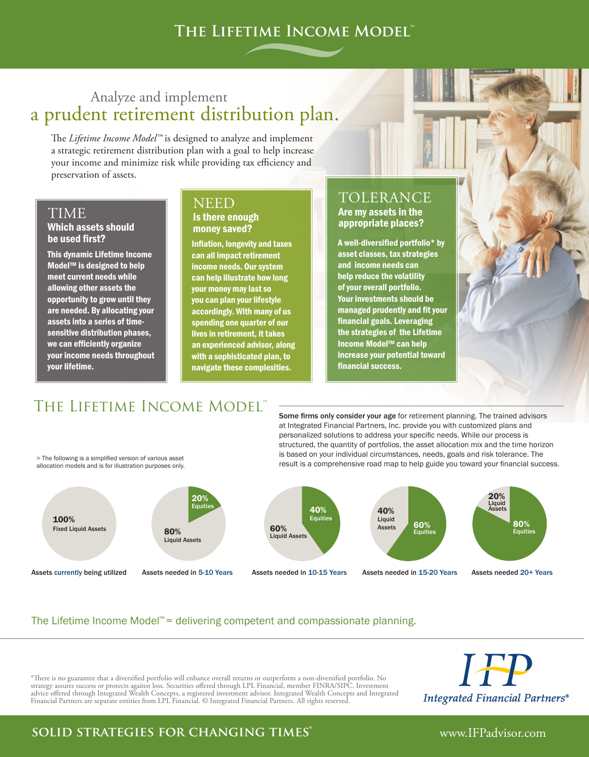# The Lifetime Income Model™

## Analyze and implement a prudent retirement distribution plan.

The *Lifetime Income Model™* is designed to analyze and implement a strategic retirement distribution plan with a goal to help increase your income and minimize risk while providing tax efficiency and preservation of assets.

### TIME

**Which assets should be used first?**

**This dynamic Lifetime Income Model™ is designed to help meet current needs while allowing other assets the opportunity to grow until they are needed. By allocating your assets into a series of time-sensitive distribution phases, we can efficiently organize your income needs throughout your lifetime.**

### NEED

**Is there enough money saved?**

**Inflation, longevity and taxes can all impact retirement income needs. Our system can help illustrate how long your money may last so you can plan your lifestyle accordingly. With many of us spending one quarter of our lives in retirement, it takes an experienced advisor, along with a sophisticated plan, to navigate these complexities.**

### TOLERANCE

**Are my assets in the appropriate places?**

**A well-diversified portfolio* by asset classes, tax strategies and income needs can help reduce the volatility of your overall portfolio. Your investments should be managed prudently and fit your financial goals. Leveraging the strategies of the Lifetime Income Model™ can help increase your potential toward financial success.**

## The Lifetime Income Model™

**Some firms only consider your age** for retirement planning. The trained advisors at Integrated Financial Partners, Inc. provide you with customized plans and personalized solutions to address your specific needs. While our process is structured, the quantity of portfolios, the asset allocation mix and the time horizon is based on your individual circumstances, needs, goals and risk tolerance. The result is a comprehensive road map to help guide you toward your financial success.

> The following is a simplified version of various asset allocation models and is for illustration purposes only.

100% Fixed Liquid Assets
Assets currently being utilized

20% Equities
80% Liquid Assets
Assets needed in 5-10 Years

40% Equities
60% Liquid Assets
Assets needed in 10-15 Years

40% Liquid Assets
60% Equities
Assets needed in 15-20 Years

20% Liquid Assets
80% Equities
Assets needed 20+ Years

The Lifetime Income Model™ = delivering competent and compassionate planning.

*There is no guarantee that a diversified portfolio will enhance overall returns or outperform a non-diversified portfolio. No strategy assures success or protects against loss. Securities offered through LPL Financial, member FINRA/SIPC. Investment advice offered through Integrated Wealth Concepts, a registered investment advisor. Integrated Wealth Concepts and Integrated Financial Partners are separate entities from LPL Financial. © Integrated Financial Partners. All rights reserved.

IFP
Integrated Financial Partners®

**SOLID STRATEGIES FOR CHANGING TIMES®**

www.IFPadvisor.com